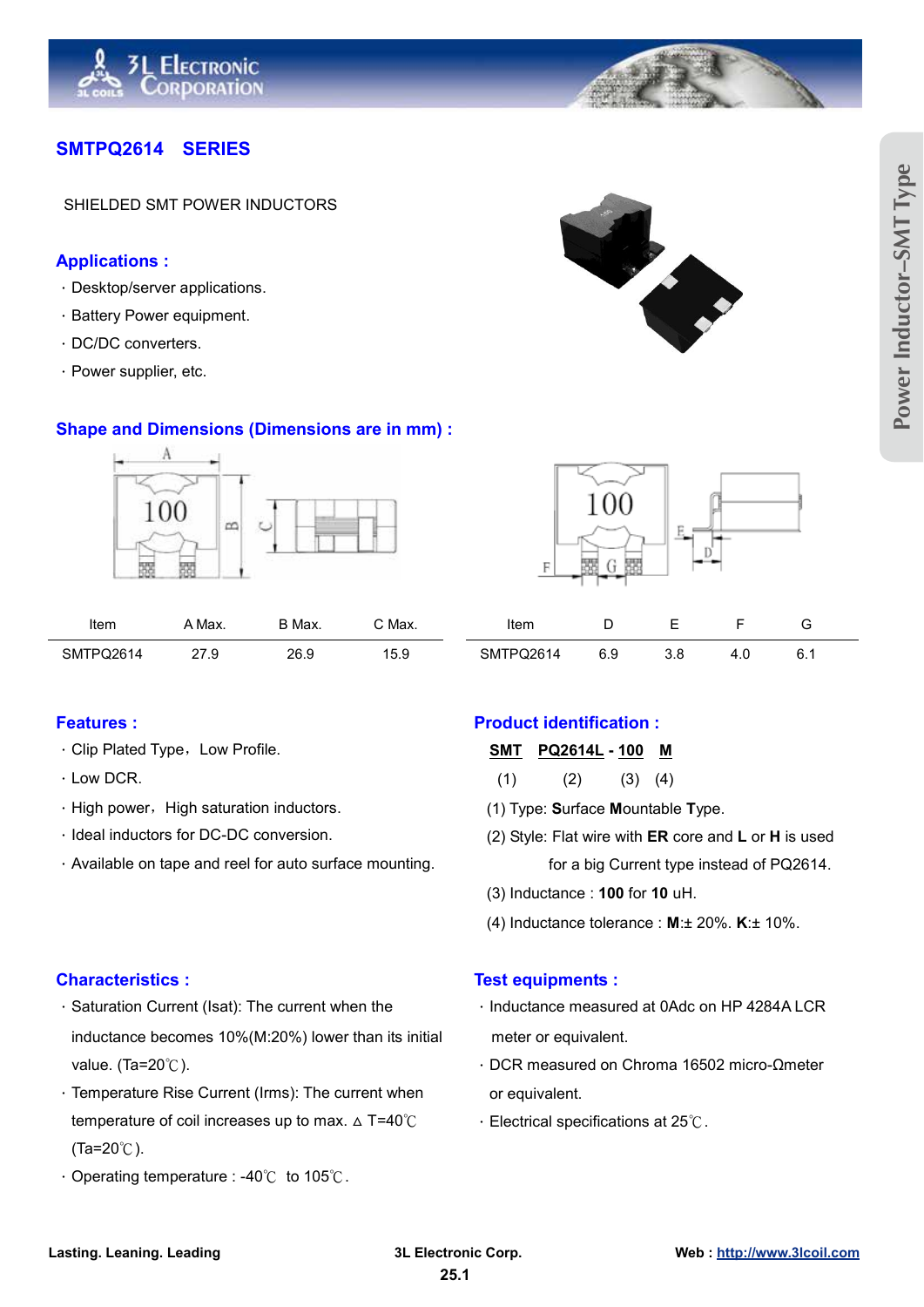## SMTPQ2614 SERIES

SHIELDED SMT POWER INDUCTORS

### Applications :

- Desktop/server applications.
- Battery Power equipment.
- DC/DC converters.
- Power supplier, etc.

### Shape and Dimensions (Dimensions are in mm) :

| Item | A Max. | B Max. | C Max. |
|---|---|---|---|
| SMTPQ2614 | 27.9 | 26.9 | 15.9 |

| Item | D | E | F | G |
|---|---|---|---|---|
| SMTPQ2614 | 6.9 | 3.8 | 4.0 | 6.1 |

### Features :

- Clip Plated Type，Low Profile.
- Low DCR.
- High power，High saturation inductors.
- Ideal inductors for DC-DC conversion.
- Available on tape and reel for auto surface mounting.

### Product identification :

**SMT** **PQ2614L** - **100** **M**

(1) (2) (3) (4)

(1) Type: **S**urface **M**ountable **T**ype.

(2) Style: Flat wire with **ER** core and **L** or **H** is used for a big Current type instead of PQ2614.

(3) Inductance : **100** for **10** uH.

(4) Inductance tolerance : **M**:± 20%. **K**:± 10%.

### Characteristics :

- Saturation Current (Isat): The current when the inductance becomes 10%(M:20%) lower than its initial value. (Ta=20℃).
- Temperature Rise Current (Irms): The current when temperature of coil increases up to max. △ T=40℃ (Ta=20℃).
- Operating temperature : -40℃ to 105℃.

### Test equipments :

- Inductance measured at 0Adc on HP 4284A LCR meter or equivalent.
- DCR measured on Chroma 16502 micro-Ωmeter or equivalent.
- Electrical specifications at 25℃.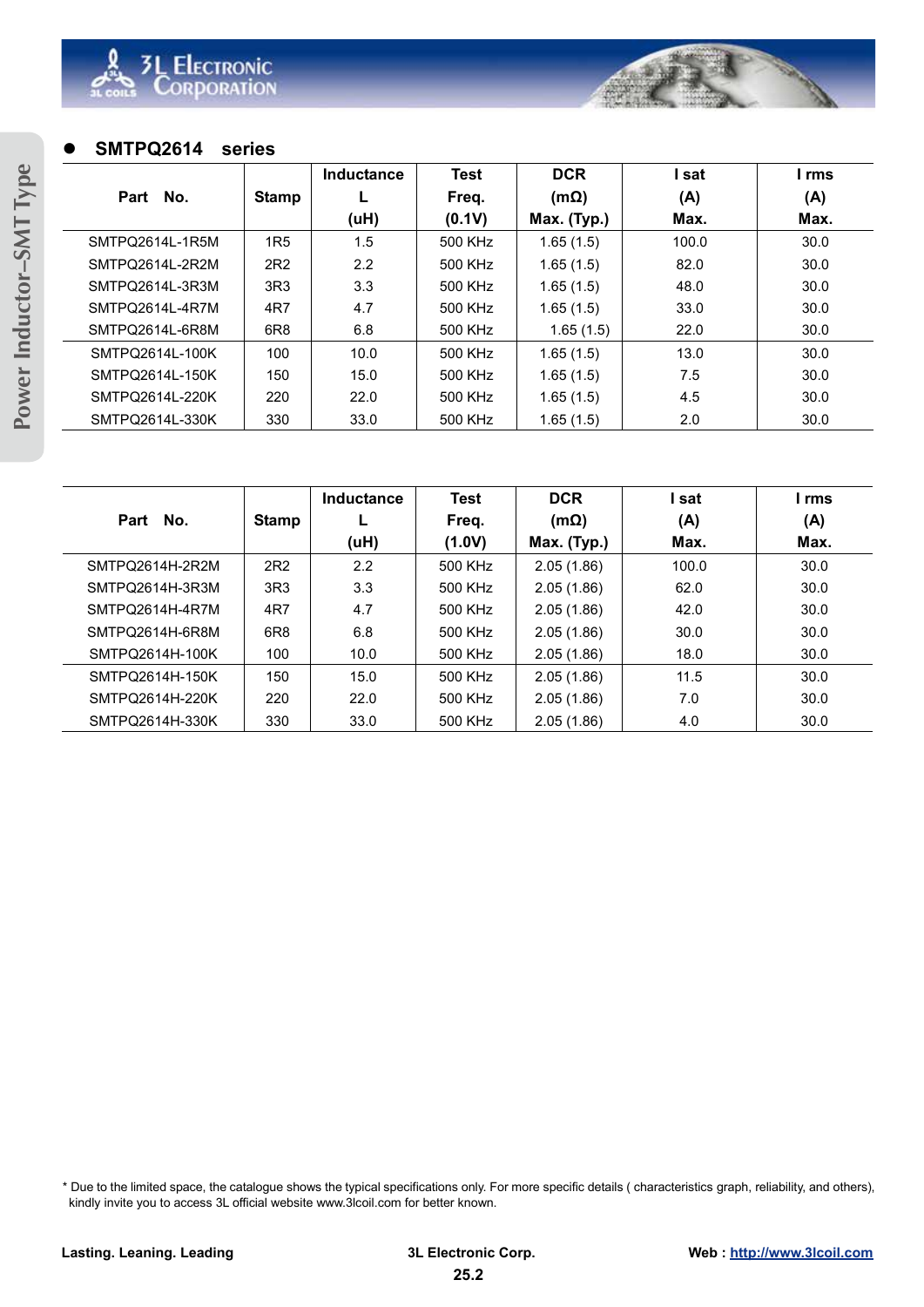- **SMTPQ2614 series**

| Part No. | Stamp | Inductance L (uH) | Test Freq. (0.1V) | DCR (mΩ) Max. (Typ.) | I sat (A) Max. | I rms (A) Max. |
|---|---|---|---|---|---|---|
| SMTPQ2614L-1R5M | 1R5 | 1.5 | 500 KHz | 1.65 (1.5) | 100.0 | 30.0 |
| SMTPQ2614L-2R2M | 2R2 | 2.2 | 500 KHz | 1.65 (1.5) | 82.0 | 30.0 |
| SMTPQ2614L-3R3M | 3R3 | 3.3 | 500 KHz | 1.65 (1.5) | 48.0 | 30.0 |
| SMTPQ2614L-4R7M | 4R7 | 4.7 | 500 KHz | 1.65 (1.5) | 33.0 | 30.0 |
| SMTPQ2614L-6R8M | 6R8 | 6.8 | 500 KHz | 1.65 (1.5) | 22.0 | 30.0 |
| SMTPQ2614L-100K | 100 | 10.0 | 500 KHz | 1.65 (1.5) | 13.0 | 30.0 |
| SMTPQ2614L-150K | 150 | 15.0 | 500 KHz | 1.65 (1.5) | 7.5 | 30.0 |
| SMTPQ2614L-220K | 220 | 22.0 | 500 KHz | 1.65 (1.5) | 4.5 | 30.0 |
| SMTPQ2614L-330K | 330 | 33.0 | 500 KHz | 1.65 (1.5) | 2.0 | 30.0 |

| Part No. | Stamp | Inductance L (uH) | Test Freq. (1.0V) | DCR (mΩ) Max. (Typ.) | I sat (A) Max. | I rms (A) Max. |
|---|---|---|---|---|---|---|
| SMTPQ2614H-2R2M | 2R2 | 2.2 | 500 KHz | 2.05 (1.86) | 100.0 | 30.0 |
| SMTPQ2614H-3R3M | 3R3 | 3.3 | 500 KHz | 2.05 (1.86) | 62.0 | 30.0 |
| SMTPQ2614H-4R7M | 4R7 | 4.7 | 500 KHz | 2.05 (1.86) | 42.0 | 30.0 |
| SMTPQ2614H-6R8M | 6R8 | 6.8 | 500 KHz | 2.05 (1.86) | 30.0 | 30.0 |
| SMTPQ2614H-100K | 100 | 10.0 | 500 KHz | 2.05 (1.86) | 18.0 | 30.0 |
| SMTPQ2614H-150K | 150 | 15.0 | 500 KHz | 2.05 (1.86) | 11.5 | 30.0 |
| SMTPQ2614H-220K | 220 | 22.0 | 500 KHz | 2.05 (1.86) | 7.0 | 30.0 |
| SMTPQ2614H-330K | 330 | 33.0 | 500 KHz | 2.05 (1.86) | 4.0 | 30.0 |

* Due to the limited space, the catalogue shows the typical specifications only. For more specific details ( characteristics graph, reliability, and others), kindly invite you to access 3L official website www.3lcoil.com for better known.